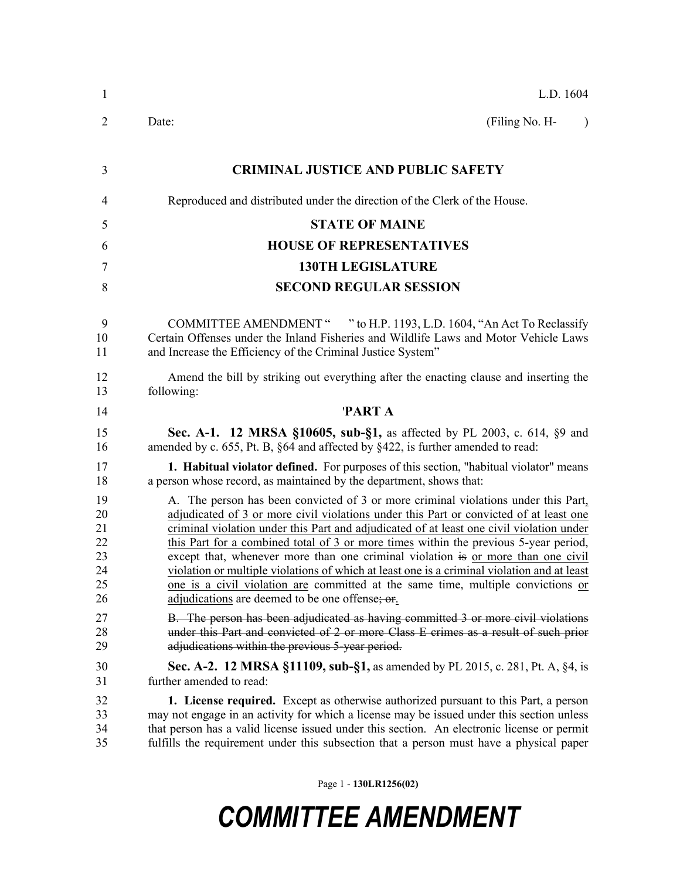L.D. 1604

Date: (Filing No. H- )

## CRIMINAL JUSTICE AND PUBLIC SAFETY

Reproduced and distributed under the direction of the Clerk of the House.

## STATE OF MAINE
## HOUSE OF REPRESENTATIVES
## 130TH LEGISLATURE
## SECOND REGULAR SESSION

COMMITTEE AMENDMENT " " to H.P. 1193, L.D. 1604, "An Act To Reclassify Certain Offenses under the Inland Fisheries and Wildlife Laws and Motor Vehicle Laws and Increase the Efficiency of the Criminal Justice System"

Amend the bill by striking out everything after the enacting clause and inserting the following:

## 'PART A

**Sec. A-1. 12 MRSA §10605, sub-§1,** as affected by PL 2003, c. 614, §9 and amended by c. 655, Pt. B, §64 and affected by §422, is further amended to read:

**1. Habitual violator defined.** For purposes of this section, "habitual violator" means a person whose record, as maintained by the department, shows that:

A. The person has been convicted of 3 or more criminal violations under this Part, adjudicated of 3 or more civil violations under this Part or convicted of at least one criminal violation under this Part and adjudicated of at least one civil violation under this Part for a combined total of 3 or more times within the previous 5-year period, except that, whenever more than one criminal violation ~~is~~ or more than one civil violation or multiple violations of which at least one is a criminal violation and at least one is a civil violation are committed at the same time, multiple convictions or adjudications are deemed to be one offense~~; or~~.

~~B. The person has been adjudicated as having committed 3 or more civil violations under this Part and convicted of 2 or more Class E crimes as a result of such prior adjudications within the previous 5-year period.~~

**Sec. A-2. 12 MRSA §11109, sub-§1,** as amended by PL 2015, c. 281, Pt. A, §4, is further amended to read:

**1. License required.** Except as otherwise authorized pursuant to this Part, a person may not engage in an activity for which a license may be issued under this section unless that person has a valid license issued under this section. An electronic license or permit fulfills the requirement under this subsection that a person must have a physical paper

Page 1 - 130LR1256(02)

# COMMITTEE AMENDMENT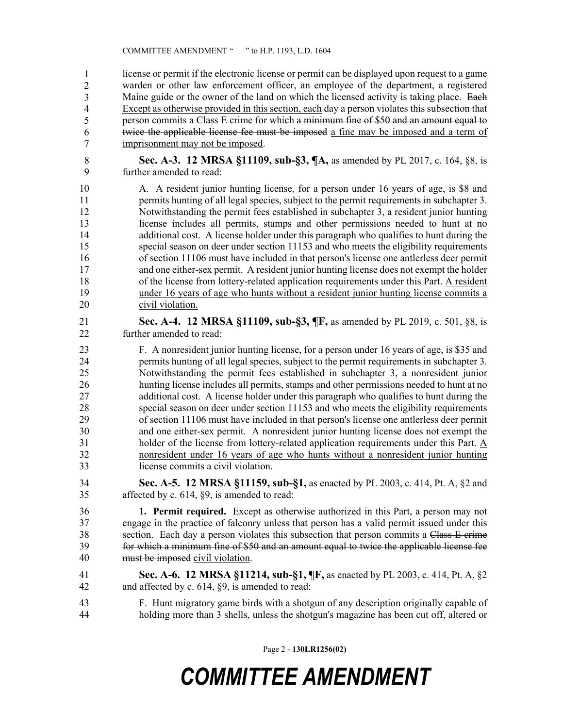license or permit if the electronic license or permit can be displayed upon request to a game warden or other law enforcement officer, an employee of the department, a registered Maine guide or the owner of the land on which the licensed activity is taking place. ~~Each~~ Except as otherwise provided in this section, each day a person violates this subsection that person commits a Class E crime for which ~~a minimum fine of $50 and an amount equal to twice the applicable license fee must be imposed~~ a fine may be imposed and a term of imprisonment may not be imposed.

**Sec. A-3. 12 MRSA §11109, sub-§3, ¶A,** as amended by PL 2017, c. 164, §8, is further amended to read:

A. A resident junior hunting license, for a person under 16 years of age, is $8 and permits hunting of all legal species, subject to the permit requirements in subchapter 3. Notwithstanding the permit fees established in subchapter 3, a resident junior hunting license includes all permits, stamps and other permissions needed to hunt at no additional cost. A license holder under this paragraph who qualifies to hunt during the special season on deer under section 11153 and who meets the eligibility requirements of section 11106 must have included in that person's license one antlerless deer permit and one either-sex permit. A resident junior hunting license does not exempt the holder of the license from lottery-related application requirements under this Part. A resident under 16 years of age who hunts without a resident junior hunting license commits a civil violation.

**Sec. A-4. 12 MRSA §11109, sub-§3, ¶F,** as amended by PL 2019, c. 501, §8, is further amended to read:

F. A nonresident junior hunting license, for a person under 16 years of age, is $35 and permits hunting of all legal species, subject to the permit requirements in subchapter 3. Notwithstanding the permit fees established in subchapter 3, a nonresident junior hunting license includes all permits, stamps and other permissions needed to hunt at no additional cost. A license holder under this paragraph who qualifies to hunt during the special season on deer under section 11153 and who meets the eligibility requirements of section 11106 must have included in that person's license one antlerless deer permit and one either-sex permit. A nonresident junior hunting license does not exempt the holder of the license from lottery-related application requirements under this Part. A nonresident under 16 years of age who hunts without a nonresident junior hunting license commits a civil violation.

**Sec. A-5. 12 MRSA §11159, sub-§1,** as enacted by PL 2003, c. 414, Pt. A, §2 and affected by c. 614, §9, is amended to read:

**1. Permit required.** Except as otherwise authorized in this Part, a person may not engage in the practice of falconry unless that person has a valid permit issued under this section. Each day a person violates this subsection that person commits a ~~Class E crime for which a minimum fine of $50 and an amount equal to twice the applicable license fee must be imposed~~ civil violation.

**Sec. A-6. 12 MRSA §11214, sub-§1, ¶F,** as enacted by PL 2003, c. 414, Pt. A, §2 and affected by c. 614, §9, is amended to read:

F. Hunt migratory game birds with a shotgun of any description originally capable of holding more than 3 shells, unless the shotgun's magazine has been cut off, altered or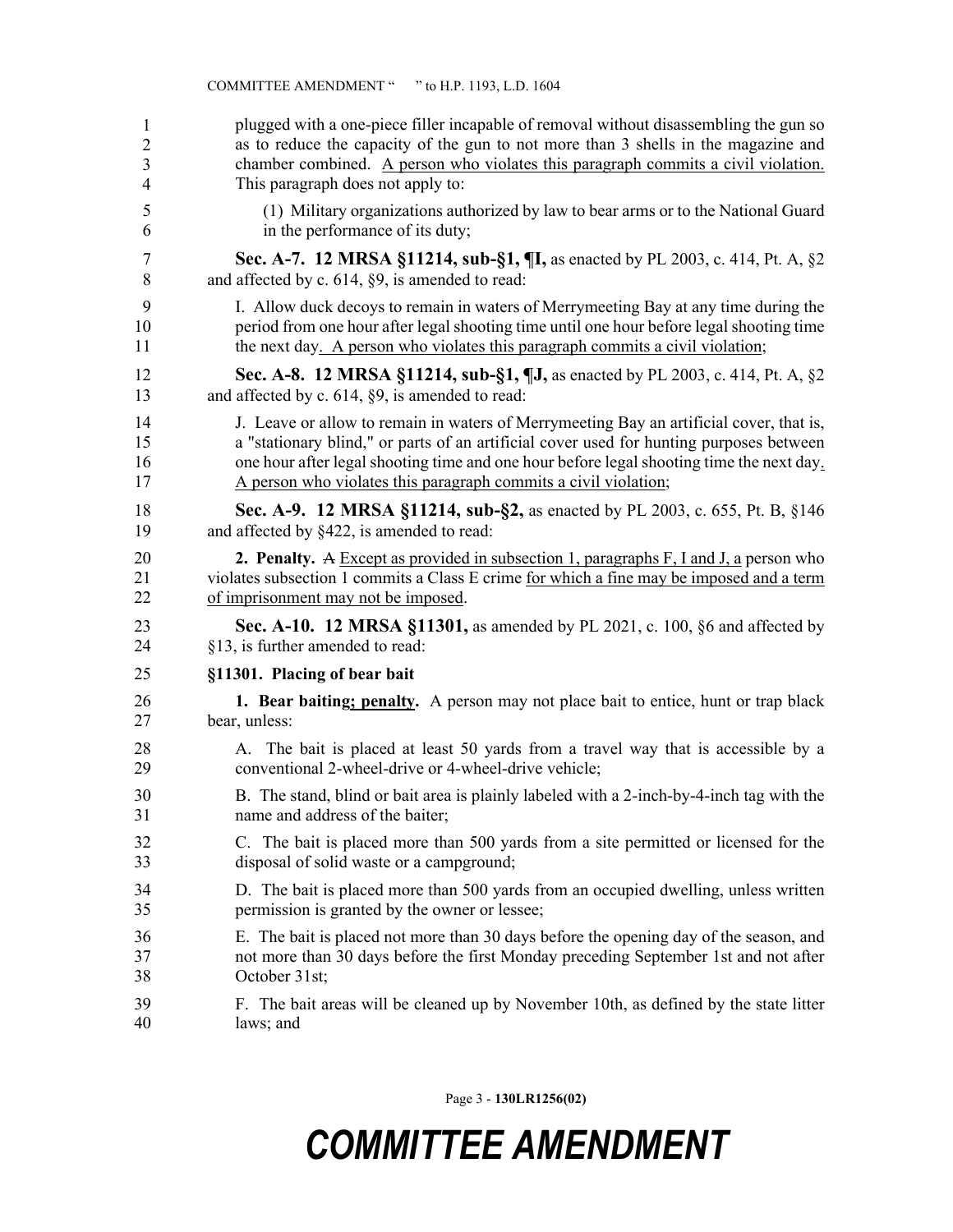plugged with a one-piece filler incapable of removal without disassembling the gun so as to reduce the capacity of the gun to not more than 3 shells in the magazine and chamber combined. A person who violates this paragraph commits a civil violation. This paragraph does not apply to:

(1) Military organizations authorized by law to bear arms or to the National Guard in the performance of its duty;

**Sec. A-7. 12 MRSA §11214, sub-§1, ¶I,** as enacted by PL 2003, c. 414, Pt. A, §2 and affected by c. 614, §9, is amended to read:

I. Allow duck decoys to remain in waters of Merrymeeting Bay at any time during the period from one hour after legal shooting time until one hour before legal shooting time the next day. A person who violates this paragraph commits a civil violation;

**Sec. A-8. 12 MRSA §11214, sub-§1, ¶J,** as enacted by PL 2003, c. 414, Pt. A, §2 and affected by c. 614, §9, is amended to read:

J. Leave or allow to remain in waters of Merrymeeting Bay an artificial cover, that is, a "stationary blind," or parts of an artificial cover used for hunting purposes between one hour after legal shooting time and one hour before legal shooting time the next day. A person who violates this paragraph commits a civil violation;

**Sec. A-9. 12 MRSA §11214, sub-§2,** as enacted by PL 2003, c. 655, Pt. B, §146 and affected by §422, is amended to read:

**2. Penalty.** ~~A~~ Except as provided in subsection 1, paragraphs F, I and J, a person who violates subsection 1 commits a Class E crime for which a fine may be imposed and a term of imprisonment may not be imposed.

**Sec. A-10. 12 MRSA §11301,** as amended by PL 2021, c. 100, §6 and affected by §13, is further amended to read:

**§11301. Placing of bear bait**

**1. Bear baiting; penalty.** A person may not place bait to entice, hunt or trap black bear, unless:

A. The bait is placed at least 50 yards from a travel way that is accessible by a conventional 2-wheel-drive or 4-wheel-drive vehicle;

B. The stand, blind or bait area is plainly labeled with a 2-inch-by-4-inch tag with the name and address of the baiter;

C. The bait is placed more than 500 yards from a site permitted or licensed for the disposal of solid waste or a campground;

D. The bait is placed more than 500 yards from an occupied dwelling, unless written permission is granted by the owner or lessee;

E. The bait is placed not more than 30 days before the opening day of the season, and not more than 30 days before the first Monday preceding September 1st and not after October 31st;

F. The bait areas will be cleaned up by November 10th, as defined by the state litter laws; and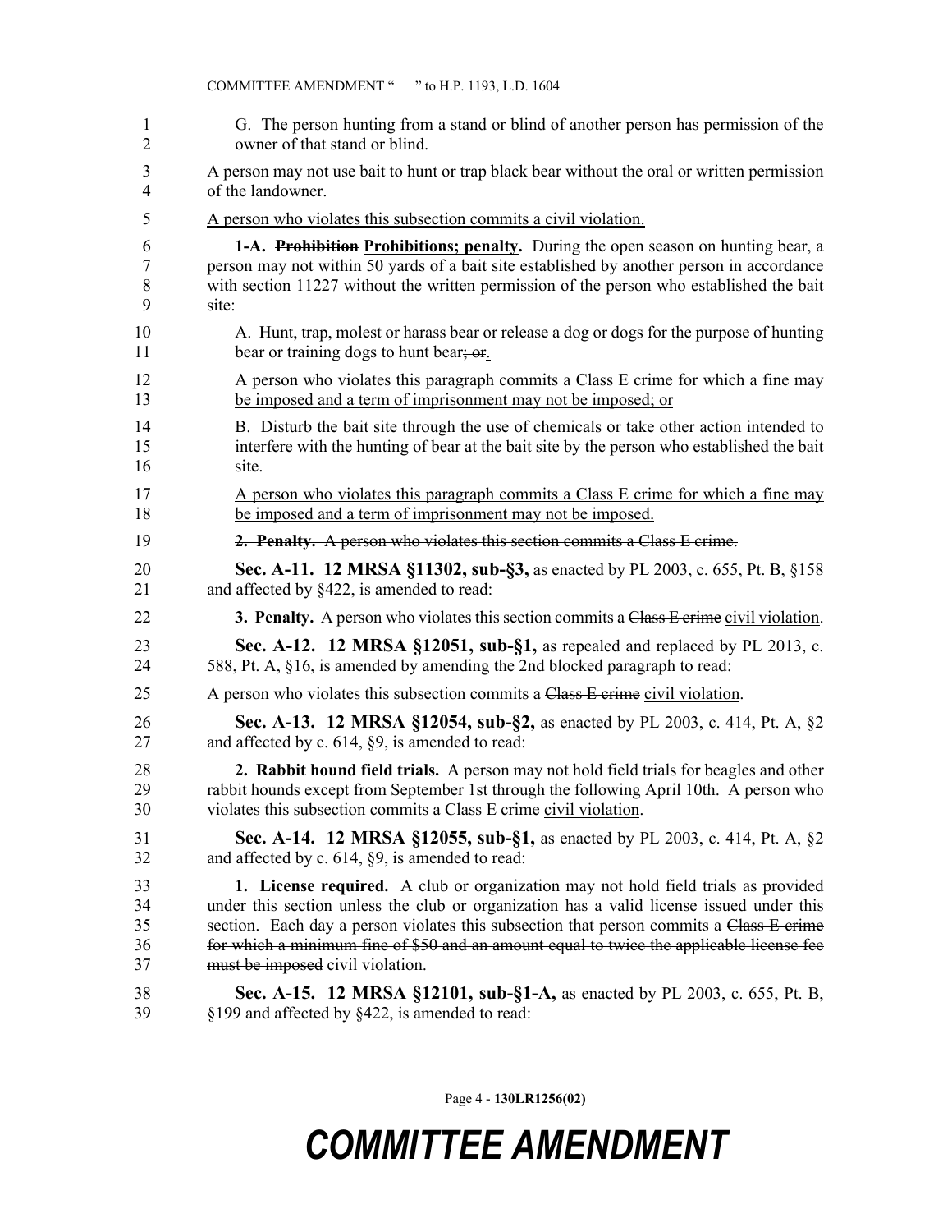G. The person hunting from a stand or blind of another person has permission of the owner of that stand or blind.

A person may not use bait to hunt or trap black bear without the oral or written permission of the landowner.

<u>A person who violates this subsection commits a civil violation.</u>

**1-A.** ~~**Prohibition**~~ <u>**Prohibitions; penalty**</u>**.** During the open season on hunting bear, a person may not within 50 yards of a bait site established by another person in accordance with section 11227 without the written permission of the person who established the bait site:

A. Hunt, trap, molest or harass bear or release a dog or dogs for the purpose of hunting bear or training dogs to hunt bear~~; or~~<u>.</u>

<u>A person who violates this paragraph commits a Class E crime for which a fine may be imposed and a term of imprisonment may not be imposed; or</u>

B. Disturb the bait site through the use of chemicals or take other action intended to interfere with the hunting of bear at the bait site by the person who established the bait site.

<u>A person who violates this paragraph commits a Class E crime for which a fine may be imposed and a term of imprisonment may not be imposed.</u>

~~**2. Penalty.** A person who violates this section commits a Class E crime.~~

**Sec. A-11. 12 MRSA §11302, sub-§3,** as enacted by PL 2003, c. 655, Pt. B, §158 and affected by §422, is amended to read:

**3. Penalty.** A person who violates this section commits a ~~Class E crime~~ <u>civil violation</u>.

**Sec. A-12. 12 MRSA §12051, sub-§1,** as repealed and replaced by PL 2013, c. 588, Pt. A, §16, is amended by amending the 2nd blocked paragraph to read:

A person who violates this subsection commits a ~~Class E crime~~ <u>civil violation</u>.

**Sec. A-13. 12 MRSA §12054, sub-§2,** as enacted by PL 2003, c. 414, Pt. A, §2 and affected by c. 614, §9, is amended to read:

**2. Rabbit hound field trials.** A person may not hold field trials for beagles and other rabbit hounds except from September 1st through the following April 10th. A person who violates this subsection commits a ~~Class E crime~~ <u>civil violation</u>.

**Sec. A-14. 12 MRSA §12055, sub-§1,** as enacted by PL 2003, c. 414, Pt. A, §2 and affected by c. 614, §9, is amended to read:

**1. License required.** A club or organization may not hold field trials as provided under this section unless the club or organization has a valid license issued under this section. Each day a person violates this subsection that person commits a ~~Class E crime for which a minimum fine of $50 and an amount equal to twice the applicable license fee must be imposed~~ <u>civil violation</u>.

**Sec. A-15. 12 MRSA §12101, sub-§1-A,** as enacted by PL 2003, c. 655, Pt. B, §199 and affected by §422, is amended to read: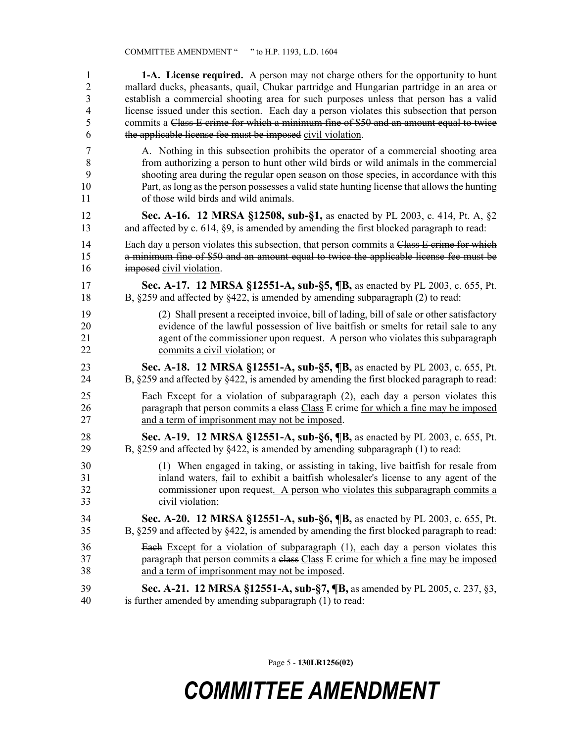**1-A. License required.** A person may not charge others for the opportunity to hunt mallard ducks, pheasants, quail, Chukar partridge and Hungarian partridge in an area or establish a commercial shooting area for such purposes unless that person has a valid license issued under this section. Each day a person violates this subsection that person commits a ~~Class E crime for which a minimum fine of $50 and an amount equal to twice the applicable license fee must be imposed~~ civil violation.

A. Nothing in this subsection prohibits the operator of a commercial shooting area from authorizing a person to hunt other wild birds or wild animals in the commercial shooting area during the regular open season on those species, in accordance with this Part, as long as the person possesses a valid state hunting license that allows the hunting of those wild birds and wild animals.

**Sec. A-16. 12 MRSA §12508, sub-§1,** as enacted by PL 2003, c. 414, Pt. A, §2 and affected by c. 614, §9, is amended by amending the first blocked paragraph to read:

Each day a person violates this subsection, that person commits a ~~Class E crime for which a minimum fine of $50 and an amount equal to twice the applicable license fee must be imposed~~ civil violation.

**Sec. A-17. 12 MRSA §12551-A, sub-§5, ¶B,** as enacted by PL 2003, c. 655, Pt. B, §259 and affected by §422, is amended by amending subparagraph (2) to read:

(2) Shall present a receipted invoice, bill of lading, bill of sale or other satisfactory evidence of the lawful possession of live baitfish or smelts for retail sale to any agent of the commissioner upon request. A person who violates this subparagraph commits a civil violation; or

**Sec. A-18. 12 MRSA §12551-A, sub-§5, ¶B,** as enacted by PL 2003, c. 655, Pt. B, §259 and affected by §422, is amended by amending the first blocked paragraph to read:

~~Each~~ Except for a violation of subparagraph (2), each day a person violates this paragraph that person commits a ~~class~~ Class E crime for which a fine may be imposed and a term of imprisonment may not be imposed.

**Sec. A-19. 12 MRSA §12551-A, sub-§6, ¶B,** as enacted by PL 2003, c. 655, Pt. B, §259 and affected by §422, is amended by amending subparagraph (1) to read:

(1) When engaged in taking, or assisting in taking, live baitfish for resale from inland waters, fail to exhibit a baitfish wholesaler's license to any agent of the commissioner upon request. A person who violates this subparagraph commits a civil violation;

**Sec. A-20. 12 MRSA §12551-A, sub-§6, ¶B,** as enacted by PL 2003, c. 655, Pt. B, §259 and affected by §422, is amended by amending the first blocked paragraph to read:

~~Each~~ Except for a violation of subparagraph (1), each day a person violates this paragraph that person commits a ~~class~~ Class E crime for which a fine may be imposed and a term of imprisonment may not be imposed.

**Sec. A-21. 12 MRSA §12551-A, sub-§7, ¶B,** as amended by PL 2005, c. 237, §3, is further amended by amending subparagraph (1) to read: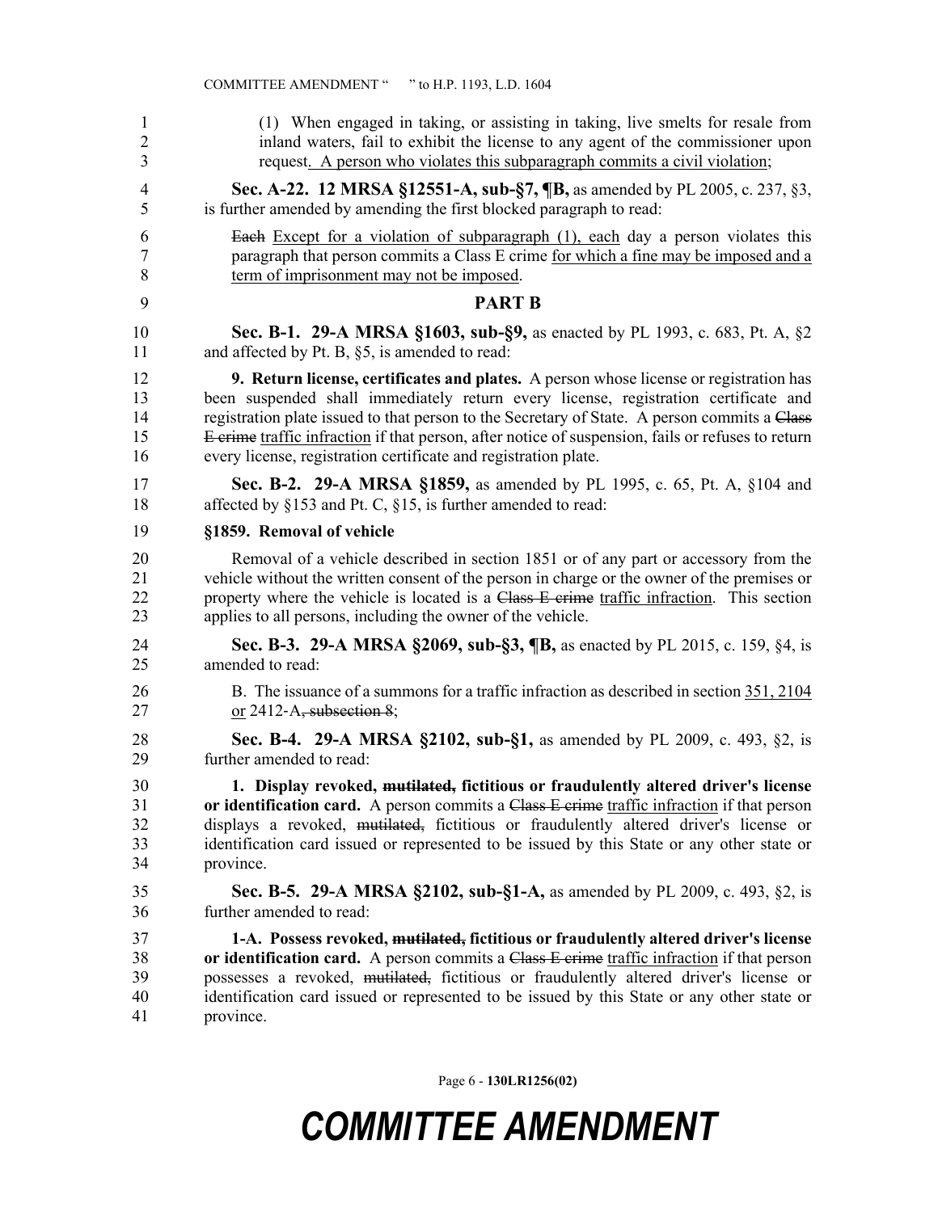(1) When engaged in taking, or assisting in taking, live smelts for resale from inland waters, fail to exhibit the license to any agent of the commissioner upon request. A person who violates this subparagraph commits a civil violation;

**Sec. A-22. 12 MRSA §12551-A, sub-§7, ¶B,** as amended by PL 2005, c. 237, §3, is further amended by amending the first blocked paragraph to read:

~~Each~~ Except for a violation of subparagraph (1), each day a person violates this paragraph that person commits a Class E crime for which a fine may be imposed and a term of imprisonment may not be imposed.

## PART B

**Sec. B-1. 29-A MRSA §1603, sub-§9,** as enacted by PL 1993, c. 683, Pt. A, §2 and affected by Pt. B, §5, is amended to read:

**9. Return license, certificates and plates.** A person whose license or registration has been suspended shall immediately return every license, registration certificate and registration plate issued to that person to the Secretary of State. A person commits a ~~Class E crime~~ traffic infraction if that person, after notice of suspension, fails or refuses to return every license, registration certificate and registration plate.

**Sec. B-2. 29-A MRSA §1859,** as amended by PL 1995, c. 65, Pt. A, §104 and affected by §153 and Pt. C, §15, is further amended to read:

**§1859. Removal of vehicle**

Removal of a vehicle described in section 1851 or of any part or accessory from the vehicle without the written consent of the person in charge or the owner of the premises or property where the vehicle is located is a ~~Class E crime~~ traffic infraction. This section applies to all persons, including the owner of the vehicle.

**Sec. B-3. 29-A MRSA §2069, sub-§3, ¶B,** as enacted by PL 2015, c. 159, §4, is amended to read:

B. The issuance of a summons for a traffic infraction as described in section 351, 2104 or 2412-A~~, subsection 8~~;

**Sec. B-4. 29-A MRSA §2102, sub-§1,** as amended by PL 2009, c. 493, §2, is further amended to read:

**1. Display revoked, ~~mutilated,~~ fictitious or fraudulently altered driver's license or identification card.** A person commits a ~~Class E crime~~ traffic infraction if that person displays a revoked, ~~mutilated,~~ fictitious or fraudulently altered driver's license or identification card issued or represented to be issued by this State or any other state or province.

**Sec. B-5. 29-A MRSA §2102, sub-§1-A,** as amended by PL 2009, c. 493, §2, is further amended to read:

**1-A. Possess revoked, ~~mutilated,~~ fictitious or fraudulently altered driver's license or identification card.** A person commits a ~~Class E crime~~ traffic infraction if that person possesses a revoked, ~~mutilated,~~ fictitious or fraudulently altered driver's license or identification card issued or represented to be issued by this State or any other state or province.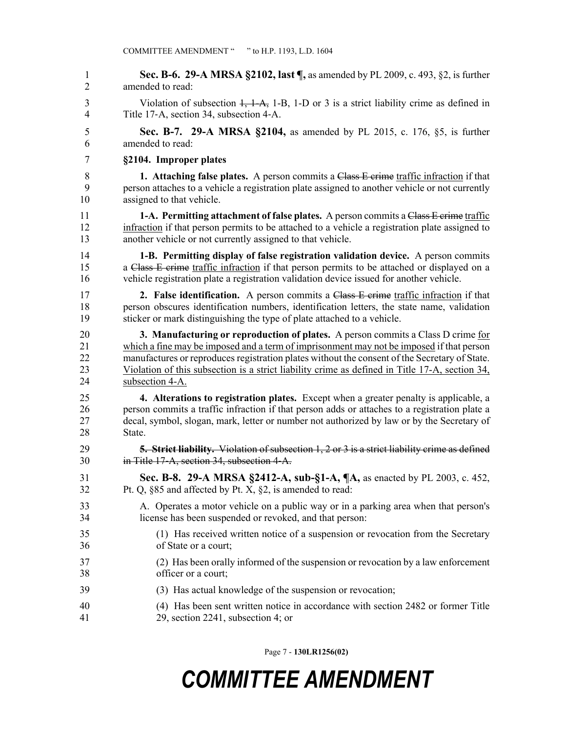**Sec. B-6. 29-A MRSA §2102, last ¶,** as amended by PL 2009, c. 493, §2, is further amended to read:

Violation of subsection ~~1, 1-A,~~ 1-B, 1-D or 3 is a strict liability crime as defined in Title 17-A, section 34, subsection 4-A.

**Sec. B-7. 29-A MRSA §2104,** as amended by PL 2015, c. 176, §5, is further amended to read:

**§2104. Improper plates**

**1. Attaching false plates.** A person commits a ~~Class E crime~~ <u>traffic infraction</u> if that person attaches to a vehicle a registration plate assigned to another vehicle or not currently assigned to that vehicle.

**1-A. Permitting attachment of false plates.** A person commits a ~~Class E crime~~ <u>traffic infraction</u> if that person permits to be attached to a vehicle a registration plate assigned to another vehicle or not currently assigned to that vehicle.

**1-B. Permitting display of false registration validation device.** A person commits a ~~Class E crime~~ <u>traffic infraction</u> if that person permits to be attached or displayed on a vehicle registration plate a registration validation device issued for another vehicle.

**2. False identification.** A person commits a ~~Class E crime~~ <u>traffic infraction</u> if that person obscures identification numbers, identification letters, the state name, validation sticker or mark distinguishing the type of plate attached to a vehicle.

**3. Manufacturing or reproduction of plates.** A person commits a Class D crime <u>for which a fine may be imposed and a term of imprisonment may not be imposed</u> if that person manufactures or reproduces registration plates without the consent of the Secretary of State. <u>Violation of this subsection is a strict liability crime as defined in Title 17-A, section 34, subsection 4-A.</u>

**4. Alterations to registration plates.** Except when a greater penalty is applicable, a person commits a traffic infraction if that person adds or attaches to a registration plate a decal, symbol, slogan, mark, letter or number not authorized by law or by the Secretary of State.

~~**5. Strict liability.** Violation of subsection 1, 2 or 3 is a strict liability crime as defined in Title 17-A, section 34, subsection 4-A.~~

**Sec. B-8. 29-A MRSA §2412-A, sub-§1-A, ¶A,** as enacted by PL 2003, c. 452, Pt. Q, §85 and affected by Pt. X, §2, is amended to read:

A. Operates a motor vehicle on a public way or in a parking area when that person's license has been suspended or revoked, and that person:

(1) Has received written notice of a suspension or revocation from the Secretary of State or a court;

(2) Has been orally informed of the suspension or revocation by a law enforcement officer or a court;

(3) Has actual knowledge of the suspension or revocation;

(4) Has been sent written notice in accordance with section 2482 or former Title 29, section 2241, subsection 4; or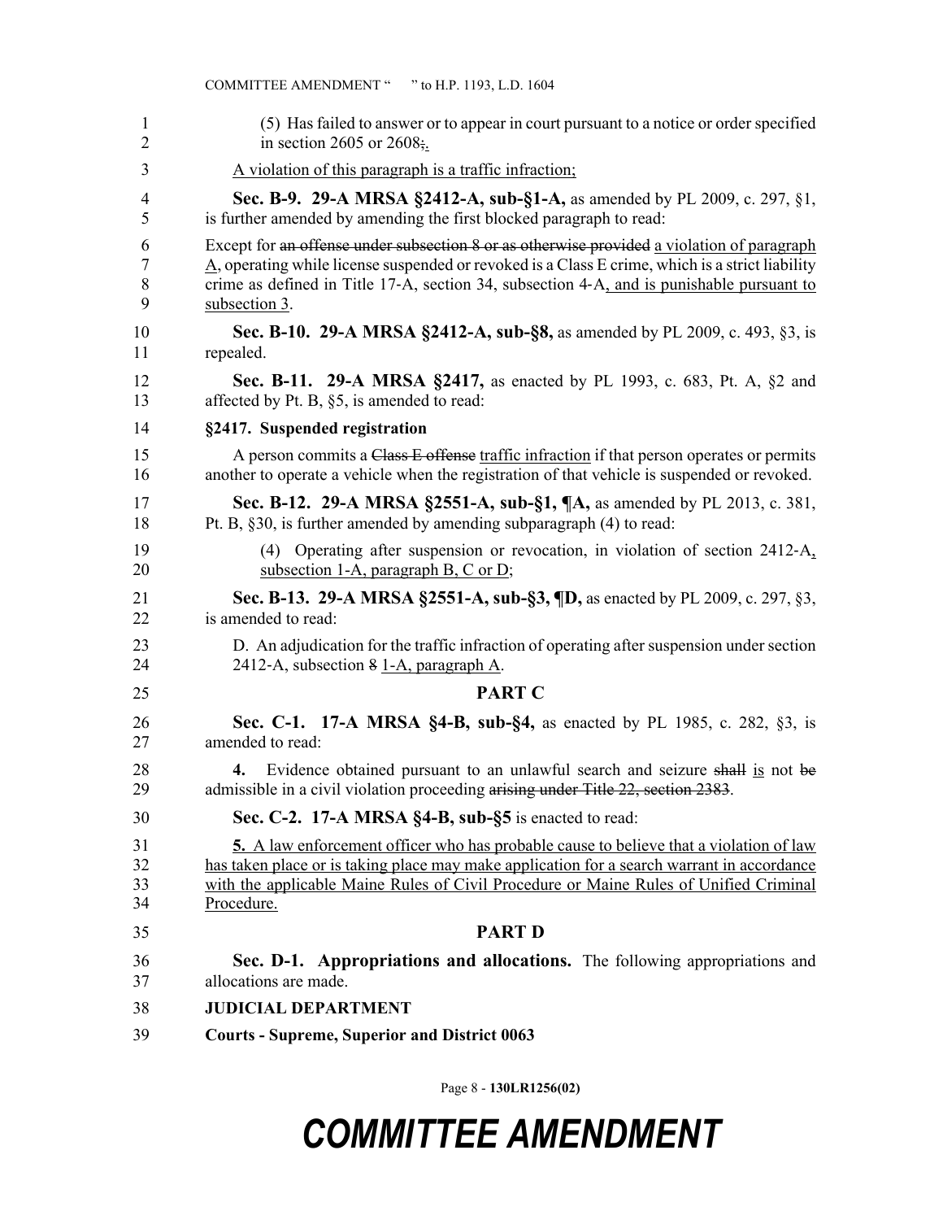(5) Has failed to answer or to appear in court pursuant to a notice or order specified in section 2605 or 2608;.

A violation of this paragraph is a traffic infraction;

**Sec. B-9. 29-A MRSA §2412-A, sub-§1-A,** as amended by PL 2009, c. 297, §1, is further amended by amending the first blocked paragraph to read:

Except for ~~an offense under subsection 8 or as otherwise provided~~ a violation of paragraph A, operating while license suspended or revoked is a Class E crime, which is a strict liability crime as defined in Title 17-A, section 34, subsection 4-A, and is punishable pursuant to subsection 3.

**Sec. B-10. 29-A MRSA §2412-A, sub-§8,** as amended by PL 2009, c. 493, §3, is repealed.

**Sec. B-11. 29-A MRSA §2417,** as enacted by PL 1993, c. 683, Pt. A, §2 and affected by Pt. B, §5, is amended to read:

**§2417. Suspended registration**

A person commits a ~~Class E offense~~ traffic infraction if that person operates or permits another to operate a vehicle when the registration of that vehicle is suspended or revoked.

**Sec. B-12. 29-A MRSA §2551-A, sub-§1, ¶A,** as amended by PL 2013, c. 381, Pt. B, §30, is further amended by amending subparagraph (4) to read:

(4) Operating after suspension or revocation, in violation of section 2412-A, subsection 1-A, paragraph B, C or D;

**Sec. B-13. 29-A MRSA §2551-A, sub-§3, ¶D,** as enacted by PL 2009, c. 297, §3, is amended to read:

D. An adjudication for the traffic infraction of operating after suspension under section 2412-A, subsection ~~8~~ 1-A, paragraph A.

## PART C

**Sec. C-1. 17-A MRSA §4-B, sub-§4,** as enacted by PL 1985, c. 282, §3, is amended to read:

**4.** Evidence obtained pursuant to an unlawful search and seizure ~~shall~~ is not ~~be~~ admissible in a civil violation proceeding ~~arising under Title 22, section 2383~~.

**Sec. C-2. 17-A MRSA §4-B, sub-§5** is enacted to read:

**5.** A law enforcement officer who has probable cause to believe that a violation of law has taken place or is taking place may make application for a search warrant in accordance with the applicable Maine Rules of Civil Procedure or Maine Rules of Unified Criminal Procedure.

## PART D

**Sec. D-1. Appropriations and allocations.** The following appropriations and allocations are made.

**JUDICIAL DEPARTMENT**

**Courts - Supreme, Superior and District 0063**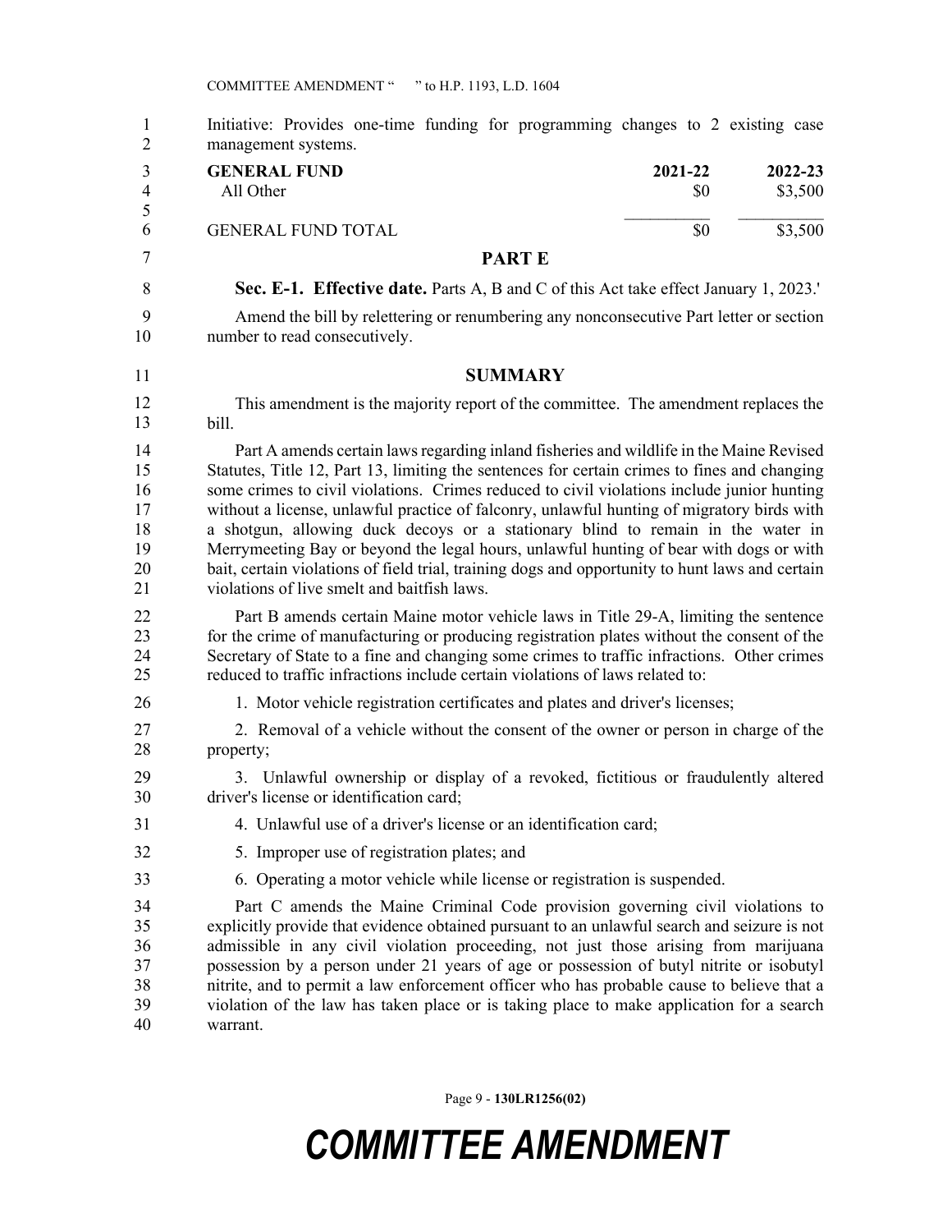Initiative: Provides one-time funding for programming changes to 2 existing case management systems.

| GENERAL FUND | 2021-22 | 2022-23 |
|---|---|---|
| All Other | $0 | $3,500 |
| GENERAL FUND TOTAL | $0 | $3,500 |

## PART E

**Sec. E-1. Effective date.** Parts A, B and C of this Act take effect January 1, 2023.'

Amend the bill by relettering or renumbering any nonconsecutive Part letter or section number to read consecutively.

## SUMMARY

This amendment is the majority report of the committee. The amendment replaces the bill.

Part A amends certain laws regarding inland fisheries and wildlife in the Maine Revised Statutes, Title 12, Part 13, limiting the sentences for certain crimes to fines and changing some crimes to civil violations. Crimes reduced to civil violations include junior hunting without a license, unlawful practice of falconry, unlawful hunting of migratory birds with a shotgun, allowing duck decoys or a stationary blind to remain in the water in Merrymeeting Bay or beyond the legal hours, unlawful hunting of bear with dogs or with bait, certain violations of field trial, training dogs and opportunity to hunt laws and certain violations of live smelt and baitfish laws.

Part B amends certain Maine motor vehicle laws in Title 29-A, limiting the sentence for the crime of manufacturing or producing registration plates without the consent of the Secretary of State to a fine and changing some crimes to traffic infractions. Other crimes reduced to traffic infractions include certain violations of laws related to:

1. Motor vehicle registration certificates and plates and driver's licenses;

2. Removal of a vehicle without the consent of the owner or person in charge of the property;

3. Unlawful ownership or display of a revoked, fictitious or fraudulently altered driver's license or identification card;

4. Unlawful use of a driver's license or an identification card;

5. Improper use of registration plates; and

6. Operating a motor vehicle while license or registration is suspended.

Part C amends the Maine Criminal Code provision governing civil violations to explicitly provide that evidence obtained pursuant to an unlawful search and seizure is not admissible in any civil violation proceeding, not just those arising from marijuana possession by a person under 21 years of age or possession of butyl nitrite or isobutyl nitrite, and to permit a law enforcement officer who has probable cause to believe that a violation of the law has taken place or is taking place to make application for a search warrant.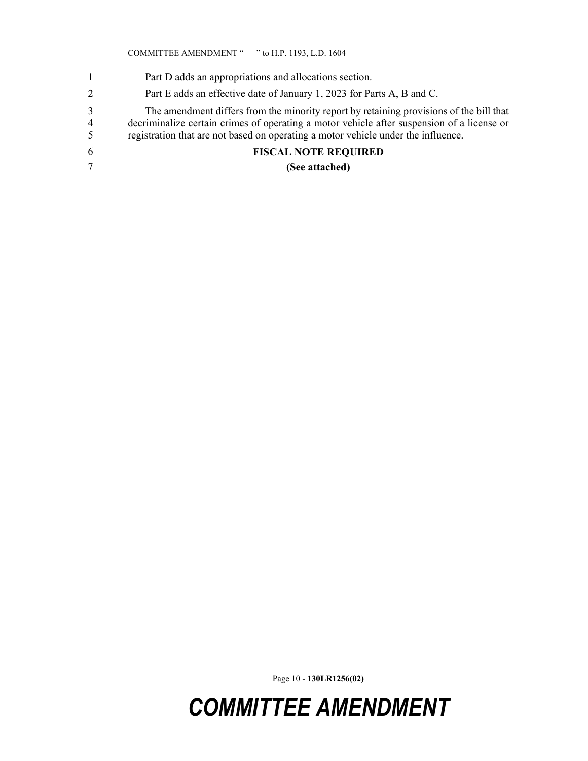Part D adds an appropriations and allocations section.

Part E adds an effective date of January 1, 2023 for Parts A, B and C.

The amendment differs from the minority report by retaining provisions of the bill that decriminalize certain crimes of operating a motor vehicle after suspension of a license or registration that are not based on operating a motor vehicle under the influence.

**FISCAL NOTE REQUIRED**

**(See attached)**